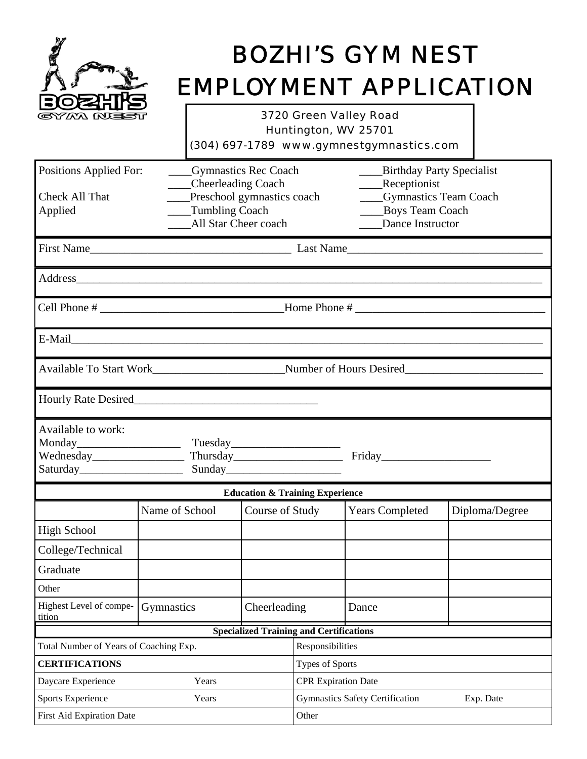# BOZHI'S GYM NEST
# EMPLOYMENT APPLICATION

3720 Green Valley Road
Huntington, WV 25701
(304) 697-1789 www.gymnestgymnastics.com

Positions Applied For: Check All That Applied

- ____Gymnastics Rec Coach
- ____Cheerleading Coach
- ____Preschool gymnastics coach
- ____Tumbling Coach
- ____All Star Cheer coach
- ____Birthday Party Specialist
- ____Receptionist
- ____Gymnastics Team Coach
- ____Boys Team Coach
- ____Dance Instructor

First Name__________________________________ Last Name_________________________________

Address_________________________________________________________________________________

Cell Phone # _______________________________Home Phone # _________________________________

E-Mail__________________________________________________________________________________

Available To Start Work______________________Number of Hours Desired_______________________

Hourly Rate Desired_______________________________

Available to work:

Monday_________________ Tuesday__________________
Wednesday_______________ Thursday__________________ Friday__________________
Saturday_________________ Sunday___________________

**Education & Training Experience**

| | Name of School | Course of Study | Years Completed | Diploma/Degree |
|---|---|---|---|---|
| High School | | | | |
| College/Technical | | | | |
| Graduate | | | | |
| Other | | | | |
| Highest Level of competition | Gymnastics | Cheerleading | Dance | |

**Specialized Training and Certifications**

| | |
|---|---|
| Total Number of Years of Coaching Exp. | Responsibilities |
| **CERTIFICATIONS** | Types of Sports |
| Daycare Experience Years | CPR Expiration Date |
| Sports Experience Years | Gymnastics Safety Certification Exp. Date |
| First Aid Expiration Date | Other |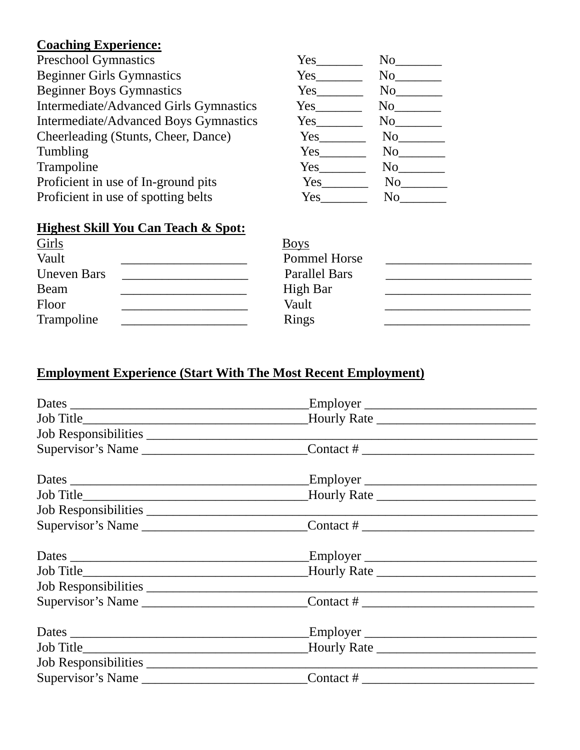**Coaching Experience:**

| | | |
|---|---|---|
| Preschool Gymnastics | Yes_______ | No_______ |
| Beginner Girls Gymnastics | Yes_______ | No_______ |
| Beginner Boys Gymnastics | Yes_______ | No_______ |
| Intermediate/Advanced Girls Gymnastics | Yes_______ | No_______ |
| Intermediate/Advanced Boys Gymnastics | Yes_______ | No_______ |
| Cheerleading (Stunts, Cheer, Dance) | Yes_______ | No_______ |
| Tumbling | Yes_______ | No_______ |
| Trampoline | Yes_______ | No_______ |
| Proficient in use of In-ground pits | Yes_______ | No_______ |
| Proficient in use of spotting belts | Yes_______ | No_______ |

**Highest Skill You Can Teach & Spot:**

| Girls | | Boys | |
|---|---|---|---|
| Vault | ___________________ | Pommel Horse | ______________________ |
| Uneven Bars | ___________________ | Parallel Bars | ______________________ |
| Beam | ___________________ | High Bar | ______________________ |
| Floor | ___________________ | Vault | ______________________ |
| Trampoline | ___________________ | Rings | ______________________ |

**Employment Experience (Start With The Most Recent Employment)**

Dates ____________________________________Employer __________________________
Job Title__________________________________Hourly Rate ________________________
Job Responsibilities ___________________________________________________________
Supervisor's Name ________________________Contact # _________________________

Dates ____________________________________Employer __________________________
Job Title__________________________________Hourly Rate ________________________
Job Responsibilities ___________________________________________________________
Supervisor's Name ________________________Contact # _________________________

Dates ____________________________________Employer __________________________
Job Title__________________________________Hourly Rate ________________________
Job Responsibilities ___________________________________________________________
Supervisor's Name ________________________Contact # _________________________

Dates ____________________________________Employer __________________________
Job Title__________________________________Hourly Rate ________________________
Job Responsibilities ___________________________________________________________
Supervisor's Name ________________________Contact # _________________________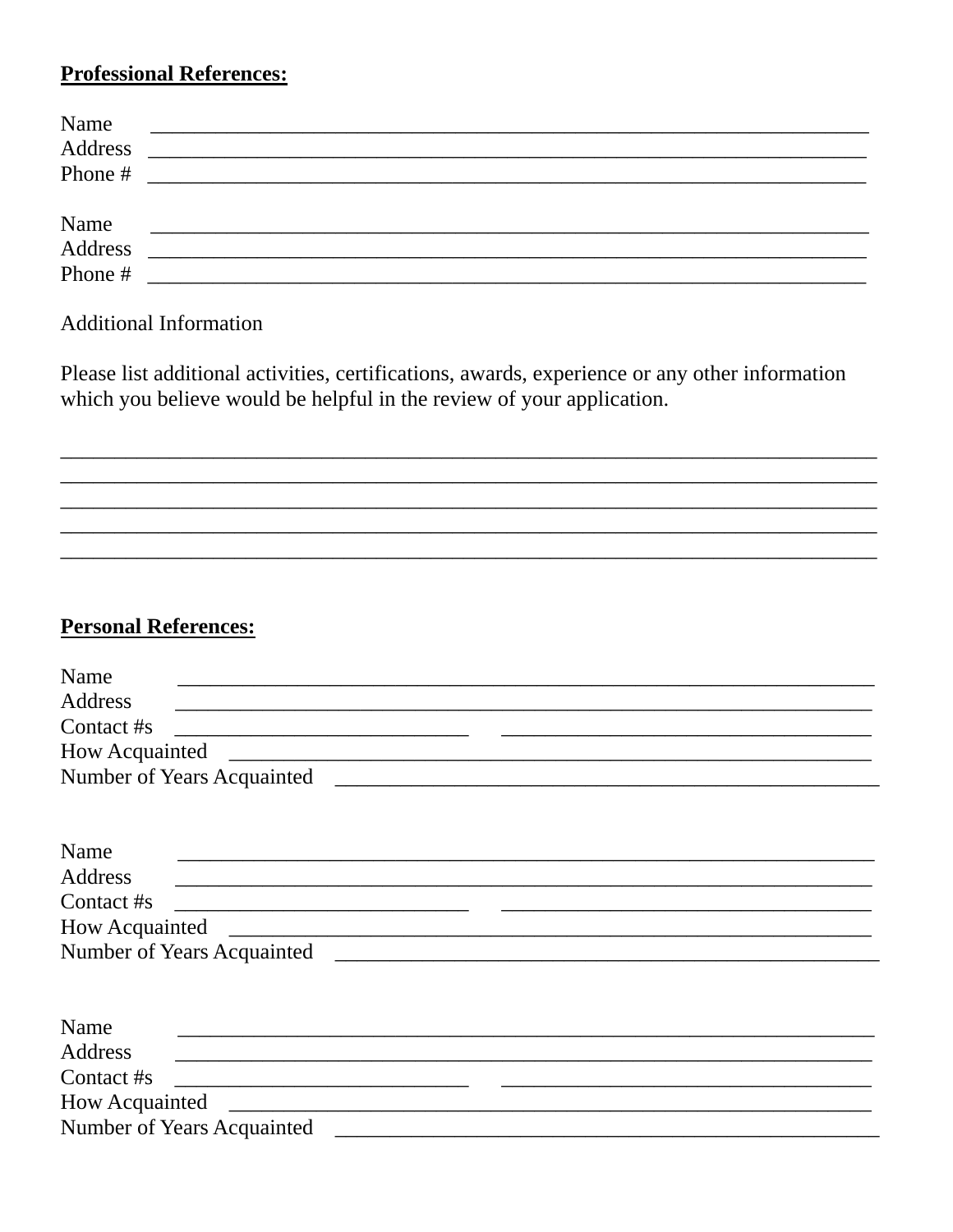**Professional References:**

Name ________________________________________________________________________
Address ______________________________________________________________________
Phone # ______________________________________________________________________

Name ________________________________________________________________________
Address ______________________________________________________________________
Phone # ______________________________________________________________________

Additional Information

Please list additional activities, certifications, awards, experience or any other information which you believe would be helpful in the review of your application.

________________________________________________________________________________
________________________________________________________________________________
________________________________________________________________________________
________________________________________________________________________________
________________________________________________________________________________

**Personal References:**

Name ______________________________________________________________________
Address ____________________________________________________________________
Contact #s ____________________________ ___________________________________
How Acquainted ______________________________________________________________
Number of Years Acquainted _____________________________________________________

Name ______________________________________________________________________
Address ____________________________________________________________________
Contact #s ____________________________ ___________________________________
How Acquainted ______________________________________________________________
Number of Years Acquainted _____________________________________________________

Name ______________________________________________________________________
Address ____________________________________________________________________
Contact #s ____________________________ ___________________________________
How Acquainted ______________________________________________________________
Number of Years Acquainted _____________________________________________________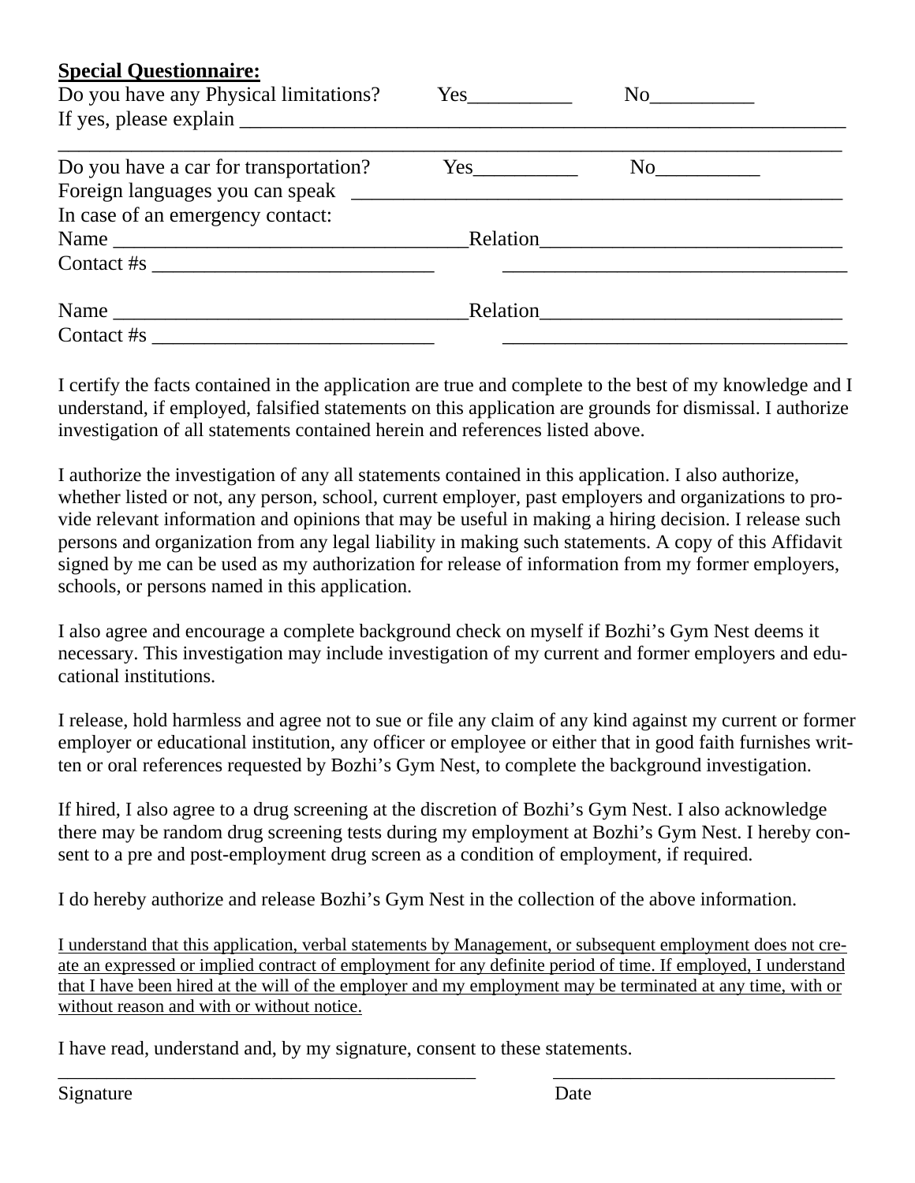**<u>Special Questionnaire:</u>**

Do you have any Physical limitations? Yes__________ No__________

If yes, please explain ____________________________________________________________

________________________________________________________________________________

Do you have a car for transportation? Yes__________ No__________

Foreign languages you can speak ______________________________________________

In case of an emergency contact:

Name _________________________________ Relation____________________________

Contact #s __________________________ ________________________________

Name _________________________________ Relation____________________________

Contact #s __________________________ ________________________________

I certify the facts contained in the application are true and complete to the best of my knowledge and I understand, if employed, falsified statements on this application are grounds for dismissal. I authorize investigation of all statements contained herein and references listed above.

I authorize the investigation of any all statements contained in this application. I also authorize, whether listed or not, any person, school, current employer, past employers and organizations to provide relevant information and opinions that may be useful in making a hiring decision. I release such persons and organization from any legal liability in making such statements. A copy of this Affidavit signed by me can be used as my authorization for release of information from my former employers, schools, or persons named in this application.

I also agree and encourage a complete background check on myself if Bozhi's Gym Nest deems it necessary. This investigation may include investigation of my current and former employers and educational institutions.

I release, hold harmless and agree not to sue or file any claim of any kind against my current or former employer or educational institution, any officer or employee or either that in good faith furnishes written or oral references requested by Bozhi's Gym Nest, to complete the background investigation.

If hired, I also agree to a drug screening at the discretion of Bozhi's Gym Nest. I also acknowledge there may be random drug screening tests during my employment at Bozhi's Gym Nest. I hereby consent to a pre and post-employment drug screen as a condition of employment, if required.

I do hereby authorize and release Bozhi's Gym Nest in the collection of the above information.

<u>I understand that this application, verbal statements by Management, or subsequent employment does not create an expressed or implied contract of employment for any definite period of time. If employed, I understand that I have been hired at the will of the employer and my employment may be terminated at any time, with or without reason and with or without notice.</u>

I have read, understand and, by my signature, consent to these statements.

_____________________________________________ ______________________________

Signature Date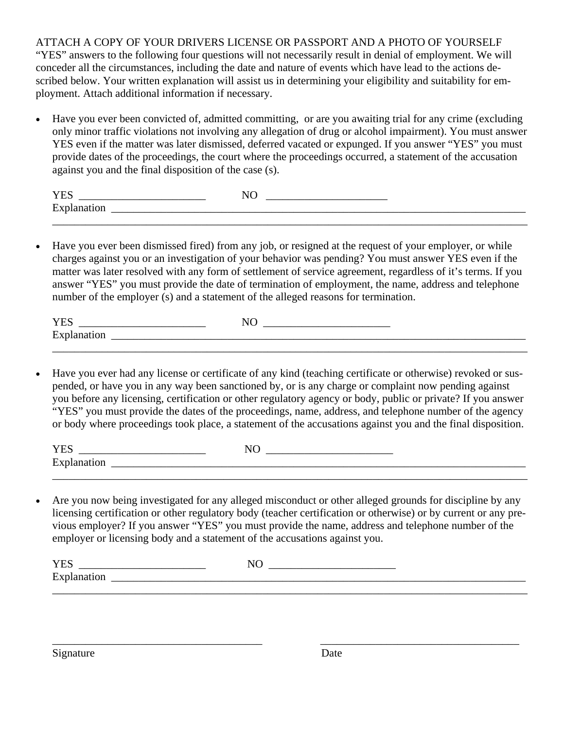ATTACH A COPY OF YOUR DRIVERS LICENSE OR PASSPORT AND A PHOTO OF YOURSELF
"YES" answers to the following four questions will not necessarily result in denial of employment. We will conceder all the circumstances, including the date and nature of events which have lead to the actions described below. Your written explanation will assist us in determining your eligibility and suitability for employment. Attach additional information if necessary.

- Have you ever been convicted of, admitted committing, or are you awaiting trial for any crime (excluding only minor traffic violations not involving any allegation of drug or alcohol impairment). You must answer YES even if the matter was later dismissed, deferred vacated or expunged. If you answer "YES" you must provide dates of the proceedings, the court where the proceedings occurred, a statement of the accusation against you and the final disposition of the case (s).

  YES ______________________ NO ______________________
  Explanation ________________________________________________________________________
  ____________________________________________________________________________________

- Have you ever been dismissed fired) from any job, or resigned at the request of your employer, or while charges against you or an investigation of your behavior was pending? You must answer YES even if the matter was later resolved with any form of settlement of service agreement, regardless of it's terms. If you answer "YES" you must provide the date of termination of employment, the name, address and telephone number of the employer (s) and a statement of the alleged reasons for termination.

  YES ______________________ NO ______________________
  Explanation ________________________________________________________________________
  ____________________________________________________________________________________

- Have you ever had any license or certificate of any kind (teaching certificate or otherwise) revoked or suspended, or have you in any way been sanctioned by, or is any charge or complaint now pending against you before any licensing, certification or other regulatory agency or body, public or private? If you answer "YES" you must provide the dates of the proceedings, name, address, and telephone number of the agency or body where proceedings took place, a statement of the accusations against you and the final disposition.

  YES ______________________ NO ______________________
  Explanation ________________________________________________________________________
  ____________________________________________________________________________________

- Are you now being investigated for any alleged misconduct or other alleged grounds for discipline by any licensing certification or other regulatory body (teacher certification or otherwise) or by current or any previous employer? If you answer "YES" you must provide the name, address and telephone number of the employer or licensing body and a statement of the accusations against you.

  YES ______________________ NO ______________________
  Explanation ________________________________________________________________________
  ____________________________________________________________________________________

______________________________________ ______________________________________
Signature Date